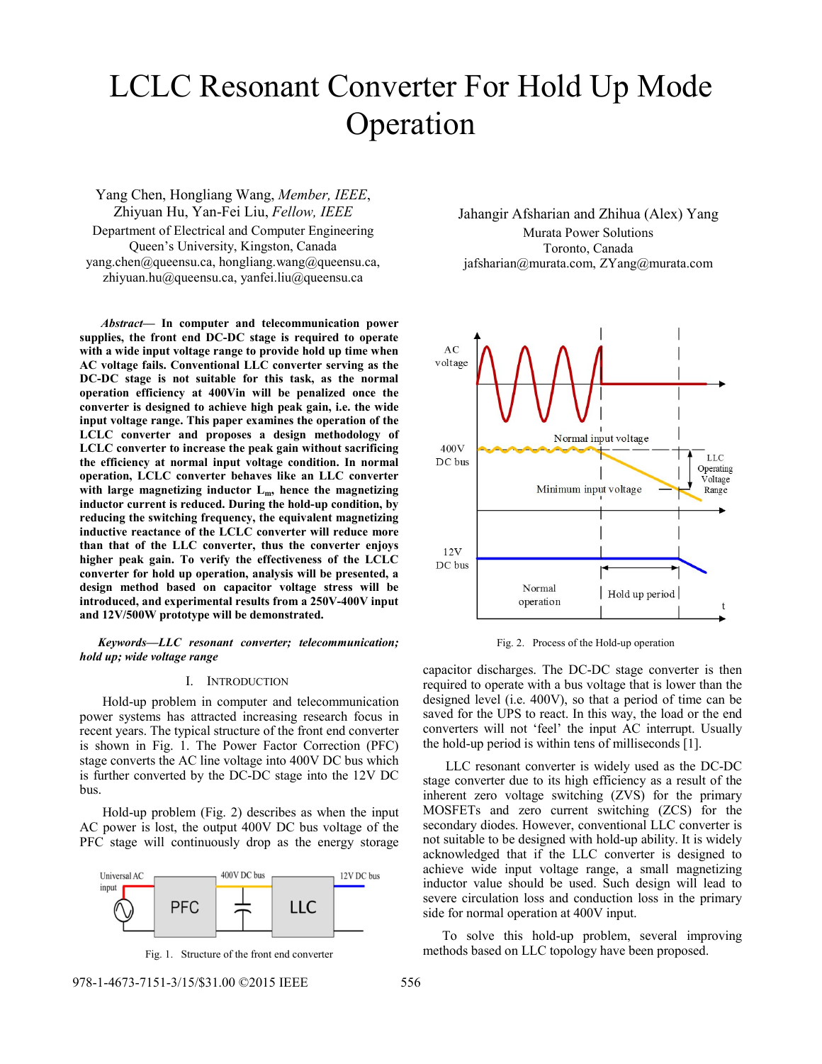# LCLC Resonant Converter For Hold Up Mode Operation

Yang Chen, Hongliang Wang, *Member, IEEE*, Zhiyuan Hu, Yan-Fei Liu, *Fellow, IEEE*
Department of Electrical and Computer Engineering
Queen's University, Kingston, Canada
yang.chen@queensu.ca, hongliang.wang@queensu.ca, zhiyuan.hu@queensu.ca, yanfei.liu@queensu.ca

Jahangir Afsharian and Zhihua (Alex) Yang
Murata Power Solutions
Toronto, Canada
jafsharian@murata.com, ZYang@murata.com

***Abstract*— In computer and telecommunication power supplies, the front end DC-DC stage is required to operate with a wide input voltage range to provide hold up time when AC voltage fails. Conventional LLC converter serving as the DC-DC stage is not suitable for this task, as the normal operation efficiency at 400Vin will be penalized once the converter is designed to achieve high peak gain, i.e. the wide input voltage range. This paper examines the operation of the LCLC converter and proposes a design methodology of LCLC converter to increase the peak gain without sacrificing the efficiency at normal input voltage condition. In normal operation, LCLC converter behaves like an LLC converter with large magnetizing inductor $L_m$, hence the magnetizing inductor current is reduced. During the hold-up condition, by reducing the switching frequency, the equivalent magnetizing inductive reactance of the LCLC converter will reduce more than that of the LLC converter, thus the converter enjoys higher peak gain. To verify the effectiveness of the LCLC converter for hold up operation, analysis will be presented, a design method based on capacitor voltage stress will be introduced, and experimental results from a 250V-400V input and 12V/500W prototype will be demonstrated.**

***Keywords—LLC resonant converter; telecommunication; hold up; wide voltage range***

## I. Introduction

Hold-up problem in computer and telecommunication power systems has attracted increasing research focus in recent years. The typical structure of the front end converter is shown in Fig. 1. The Power Factor Correction (PFC) stage converts the AC line voltage into 400V DC bus which is further converted by the DC-DC stage into the 12V DC bus.

Hold-up problem (Fig. 2) describes as when the input AC power is lost, the output 400V DC bus voltage of the PFC stage will continuously drop as the energy storage capacitor discharges. The DC-DC stage converter is then required to operate with a bus voltage that is lower than the designed level (i.e. 400V), so that a period of time can be saved for the UPS to react. In this way, the load or the end converters will not 'feel' the input AC interrupt. Usually the hold-up period is within tens of milliseconds [1].

Fig. 1. Structure of the front end converter

Fig. 2. Process of the Hold-up operation

LLC resonant converter is widely used as the DC-DC stage converter due to its high efficiency as a result of the inherent zero voltage switching (ZVS) for the primary MOSFETs and zero current switching (ZCS) for the secondary diodes. However, conventional LLC converter is not suitable to be designed with hold-up ability. It is widely acknowledged that if the LLC converter is designed to achieve wide input voltage range, a small magnetizing inductor value should be used. Such design will lead to severe circulation loss and conduction loss in the primary side for normal operation at 400V input.

To solve this hold-up problem, several improving methods based on LLC topology have been proposed.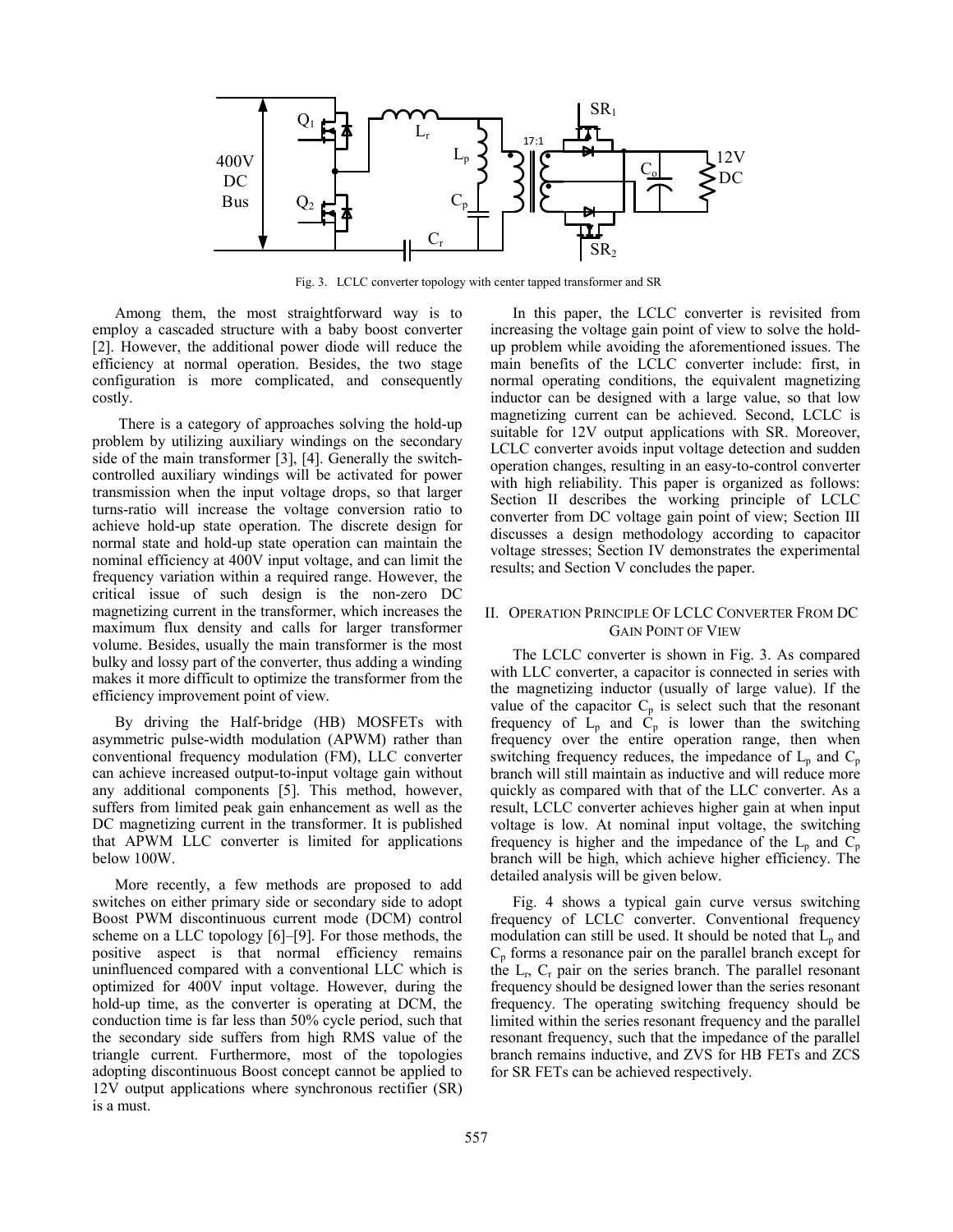Fig. 3. LCLC converter topology with center tapped transformer and SR

Among them, the most straightforward way is to employ a cascaded structure with a baby boost converter [2]. However, the additional power diode will reduce the efficiency at normal operation. Besides, the two stage configuration is more complicated, and consequently costly.

There is a category of approaches solving the hold-up problem by utilizing auxiliary windings on the secondary side of the main transformer [3], [4]. Generally the switch-controlled auxiliary windings will be activated for power transmission when the input voltage drops, so that larger turns-ratio will increase the voltage conversion ratio to achieve hold-up state operation. The discrete design for normal state and hold-up state operation can maintain the nominal efficiency at 400V input voltage, and can limit the frequency variation within a required range. However, the critical issue of such design is the non-zero DC magnetizing current in the transformer, which increases the maximum flux density and calls for larger transformer volume. Besides, usually the main transformer is the most bulky and lossy part of the converter, thus adding a winding makes it more difficult to optimize the transformer from the efficiency improvement point of view.

By driving the Half-bridge (HB) MOSFETs with asymmetric pulse-width modulation (APWM) rather than conventional frequency modulation (FM), LLC converter can achieve increased output-to-input voltage gain without any additional components [5]. This method, however, suffers from limited peak gain enhancement as well as the DC magnetizing current in the transformer. It is published that APWM LLC converter is limited for applications below 100W.

More recently, a few methods are proposed to add switches on either primary side or secondary side to adopt Boost PWM discontinuous current mode (DCM) control scheme on a LLC topology [6]–[9]. For those methods, the positive aspect is that normal efficiency remains uninfluenced compared with a conventional LLC which is optimized for 400V input voltage. However, during the hold-up time, as the converter is operating at DCM, the conduction time is far less than 50% cycle period, such that the secondary side suffers from high RMS value of the triangle current. Furthermore, most of the topologies adopting discontinuous Boost concept cannot be applied to 12V output applications where synchronous rectifier (SR) is a must.

In this paper, the LCLC converter is revisited from increasing the voltage gain point of view to solve the hold-up problem while avoiding the aforementioned issues. The main benefits of the LCLC converter include: first, in normal operating conditions, the equivalent magnetizing inductor can be designed with a large value, so that low magnetizing current can be achieved. Second, LCLC is suitable for 12V output applications with SR. Moreover, LCLC converter avoids input voltage detection and sudden operation changes, resulting in an easy-to-control converter with high reliability. This paper is organized as follows: Section II describes the working principle of LCLC converter from DC voltage gain point of view; Section III discusses a design methodology according to capacitor voltage stresses; Section IV demonstrates the experimental results; and Section V concludes the paper.

## II. Operation Principle Of LCLC Converter From DC Gain Point Of View

The LCLC converter is shown in Fig. 3. As compared with LLC converter, a capacitor is connected in series with the magnetizing inductor (usually of large value). If the value of the capacitor $C_p$ is select such that the resonant frequency of $L_p$ and $C_p$ is lower than the switching frequency over the entire operation range, then when switching frequency reduces, the impedance of $L_p$ and $C_p$ branch will still maintain as inductive and will reduce more quickly as compared with that of the LLC converter. As a result, LCLC converter achieves higher gain at when input voltage is low. At nominal input voltage, the switching frequency is higher and the impedance of the $L_p$ and $C_p$ branch will be high, which achieve higher efficiency. The detailed analysis will be given below.

Fig. 4 shows a typical gain curve versus switching frequency of LCLC converter. Conventional frequency modulation can still be used. It should be noted that $L_p$ and $C_p$ forms a resonance pair on the parallel branch except for the $L_r$, $C_r$ pair on the series branch. The parallel resonant frequency should be designed lower than the series resonant frequency. The operating switching frequency should be limited within the series resonant frequency and the parallel resonant frequency, such that the impedance of the parallel branch remains inductive, and ZVS for HB FETs and ZCS for SR FETs can be achieved respectively.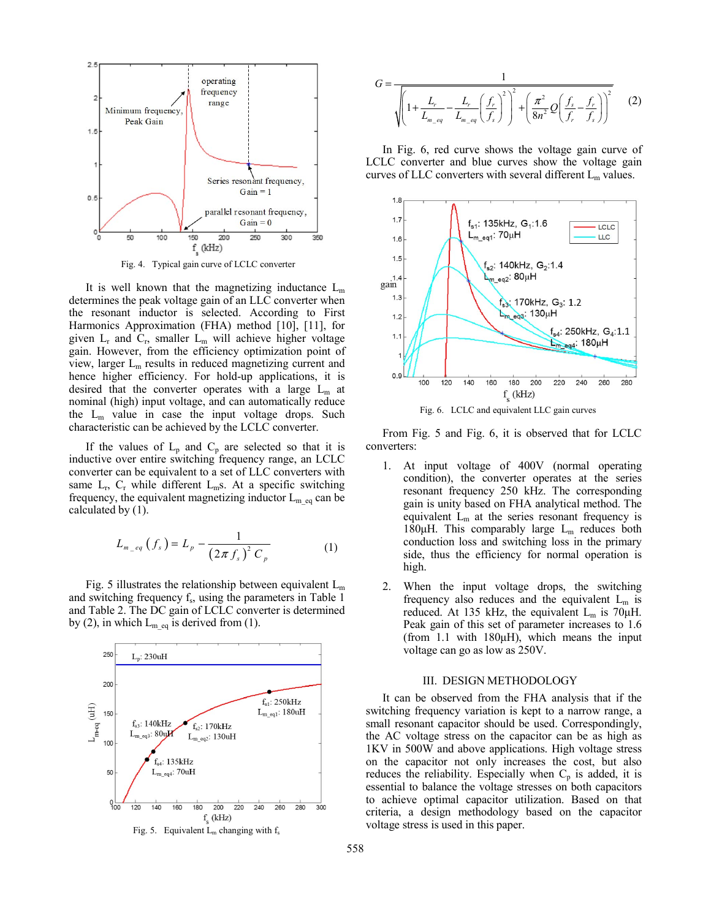Fig. 4. Typical gain curve of LCLC converter

It is well known that the magnetizing inductance $L_m$ determines the peak voltage gain of an LLC converter when the resonant inductor is selected. According to First Harmonics Approximation (FHA) method [10], [11], for given $L_r$ and $C_r$, smaller $L_m$ will achieve higher voltage gain. However, from the efficiency optimization point of view, larger $L_m$ results in reduced magnetizing current and hence higher efficiency. For hold-up applications, it is desired that the converter operates with a large $L_m$ at nominal (high) input voltage, and can automatically reduce the $L_m$ value in case the input voltage drops. Such characteristic can be achieved by the LCLC converter.

If the values of $L_p$ and $C_p$ are selected so that it is inductive over entire switching frequency range, an LCLC converter can be equivalent to a set of LLC converters with same $L_r$, $C_r$ while different $L_m$s. At a specific switching frequency, the equivalent magnetizing inductor $L_{m\_eq}$ can be calculated by (1).

$$L_{m\_eq}(f_s) = L_p - \frac{1}{(2\pi f_s)^2 C_p} \tag{1}$$

Fig. 5 illustrates the relationship between equivalent $L_m$ and switching frequency $f_s$, using the parameters in Table 1 and Table 2. The DC gain of LCLC converter is determined by (2), in which $L_{m\_eq}$ is derived from (1).

Fig. 5. Equivalent $L_m$ changing with $f_s$

$$G = \frac{1}{\sqrt{\left(1+\frac{L_r}{L_{m\_eq}}-\frac{L_r}{L_{m\_eq}}\left(\frac{f_r}{f_s}\right)^2\right)^2+\left(\frac{\pi^2}{8n^2}Q\left(\frac{f_s}{f_r}-\frac{f_r}{f_s}\right)\right)^2}} \tag{2}$$

In Fig. 6, red curve shows the voltage gain curve of LCLC converter and blue curves show the voltage gain curves of LLC converters with several different $L_m$ values.

Fig. 6. LCLC and equivalent LLC gain curves

From Fig. 5 and Fig. 6, it is observed that for LCLC converters:

1. At input voltage of 400V (normal operating condition), the converter operates at the series resonant frequency 250 kHz. The corresponding gain is unity based on FHA analytical method. The equivalent $L_m$ at the series resonant frequency is 180µH. This comparably large $L_m$ reduces both conduction loss and switching loss in the primary side, thus the efficiency for normal operation is high.
2. When the input voltage drops, the switching frequency also reduces and the equivalent $L_m$ is reduced. At 135 kHz, the equivalent $L_m$ is 70µH. Peak gain of this set of parameter increases to 1.6 (from 1.1 with 180µH), which means the input voltage can go as low as 250V.

## III. DESIGN METHODOLOGY

It can be observed from the FHA analysis that if the switching frequency variation is kept to a narrow range, a small resonant capacitor should be used. Correspondingly, the AC voltage stress on the capacitor can be as high as 1KV in 500W and above applications. High voltage stress on the capacitor not only increases the cost, but also reduces the reliability. Especially when $C_p$ is added, it is essential to balance the voltage stresses on both capacitors to achieve optimal capacitor utilization. Based on that criteria, a design methodology based on the capacitor voltage stress is used in this paper.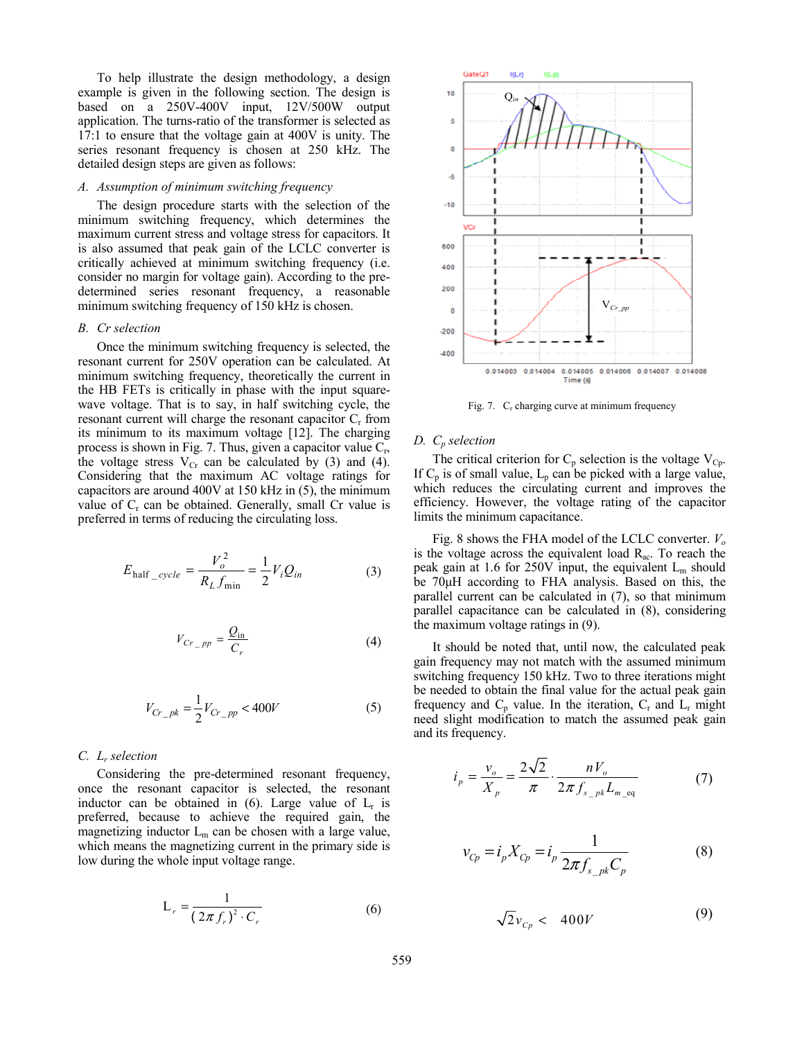To help illustrate the design methodology, a design example is given in the following section. The design is based on a 250V-400V input, 12V/500W output application. The turns-ratio of the transformer is selected as 17:1 to ensure that the voltage gain at 400V is unity. The series resonant frequency is chosen at 250 kHz. The detailed design steps are given as follows:

### *A. Assumption of minimum switching frequency*

The design procedure starts with the selection of the minimum switching frequency, which determines the maximum current stress and voltage stress for capacitors. It is also assumed that peak gain of the LCLC converter is critically achieved at minimum switching frequency (i.e. consider no margin for voltage gain). According to the pre-determined series resonant frequency, a reasonable minimum switching frequency of 150 kHz is chosen.

### *B. Cr selection*

Once the minimum switching frequency is selected, the resonant current for 250V operation can be calculated. At minimum switching frequency, theoretically the current in the HB FETs is critically in phase with the input square-wave voltage. That is to say, in half switching cycle, the resonant current will charge the resonant capacitor $C_r$ from its minimum to its maximum voltage [12]. The charging process is shown in Fig. 7. Thus, given a capacitor value $C_r$, the voltage stress $V_{Cr}$ can be calculated by (3) and (4). Considering that the maximum AC voltage ratings for capacitors are around 400V at 150 kHz in (5), the minimum value of $C_r$ can be obtained. Generally, small Cr value is preferred in terms of reducing the circulating loss.

$$E_{half\_cycle} = \frac{V_o^2}{R_L f_{\min}} = \frac{1}{2} V_i Q_{in} \tag{3}$$

$$V_{Cr\_pp} = \frac{Q_{in}}{C_r} \tag{4}$$

$$V_{Cr\_pk} = \frac{1}{2} V_{Cr\_pp} < 400V \tag{5}$$

### *C. $L_r$ selection*

Considering the pre-determined resonant frequency, once the resonant capacitor is selected, the resonant inductor can be obtained in (6). Large value of $L_r$ is preferred, because to achieve the required gain, the magnetizing inductor $L_m$ can be chosen with a large value, which means the magnetizing current in the primary side is low during the whole input voltage range.

$$L_r = \frac{1}{(2\pi f_r)^2 \cdot C_r} \tag{6}$$

Fig. 7. $C_r$ charging curve at minimum frequency

### *D. $C_p$ selection*

The critical criterion for $C_p$ selection is the voltage $V_{Cp}$. If $C_p$ is of small value, $L_p$ can be picked with a large value, which reduces the circulating current and improves the efficiency. However, the voltage rating of the capacitor limits the minimum capacitance.

Fig. 8 shows the FHA model of the LCLC converter. $V_o$ is the voltage across the equivalent load $R_{ac}$. To reach the peak gain at 1.6 for 250V input, the equivalent $L_m$ should be 70µH according to FHA analysis. Based on this, the parallel current can be calculated in (7), so that minimum parallel capacitance can be calculated in (8), considering the maximum voltage ratings in (9).

It should be noted that, until now, the calculated peak gain frequency may not match with the assumed minimum switching frequency 150 kHz. Two to three iterations might be needed to obtain the final value for the actual peak gain frequency and $C_p$ value. In the iteration, $C_r$ and $L_r$ might need slight modification to match the assumed peak gain and its frequency.

$$i_p = \frac{v_o}{X_p} = \frac{2\sqrt{2}}{\pi} \cdot \frac{nV_o}{2\pi f_{s\_pk} L_{m\_eq}} \tag{7}$$

$$v_{Cp} = i_p X_{Cp} = i_p \frac{1}{2\pi f_{s\_pk} C_p} \tag{8}$$

$$\sqrt{2} v_{Cp} < 400V \tag{9}$$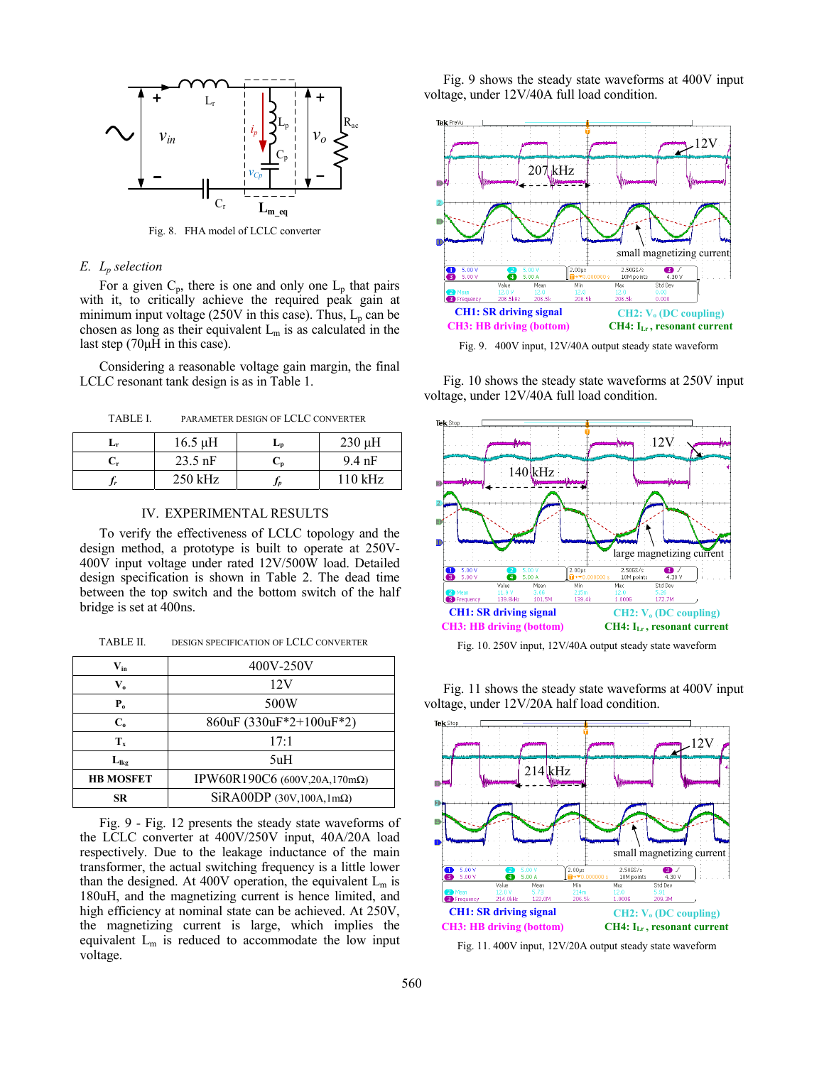Fig. 8. FHA model of LCLC converter

### E. $L_p$ selection

For a given $C_p$, there is one and only one $L_p$ that pairs with it, to critically achieve the required peak gain at minimum input voltage (250V in this case). Thus, $L_p$ can be chosen as long as their equivalent $L_m$ is as calculated in the last step (70μH in this case).

Considering a reasonable voltage gain margin, the final LCLC resonant tank design is as in Table 1.

TABLE I. PARAMETER DESIGN OF LCLC CONVERTER

| | | | |
|---|---|---|---|
| $L_r$ | 16.5 μH | $L_p$ | 230 μH |
| $C_r$ | 23.5 nF | $C_p$ | 9.4 nF |
| $f_r$ | 250 kHz | $f_p$ | 110 kHz |

## IV. EXPERIMENTAL RESULTS

To verify the effectiveness of LCLC topology and the design method, a prototype is built to operate at 250V-400V input voltage under rated 12V/500W load. Detailed design specification is shown in Table 2. The dead time between the top switch and the bottom switch of the half bridge is set at 400ns.

TABLE II. DESIGN SPECIFICATION OF LCLC CONVERTER

| | |
|---|---|
| $V_{in}$ | 400V-250V |
| $V_o$ | 12V |
| $P_o$ | 500W |
| $C_o$ | 860uF (330uF*2+100uF*2) |
| $T_x$ | 17:1 |
| $L_{lkg}$ | 5uH |
| HB MOSFET | IPW60R190C6 (600V,20A,170mΩ) |
| SR | SiRA00DP (30V,100A,1mΩ) |

Fig. 9 - Fig. 12 presents the steady state waveforms of the LCLC converter at 400V/250V input, 40A/20A load respectively. Due to the leakage inductance of the main transformer, the actual switching frequency is a little lower than the designed. At 400V operation, the equivalent $L_m$ is 180uH, and the magnetizing current is hence limited, and high efficiency at nominal state can be achieved. At 250V, the magnetizing current is large, which implies the equivalent $L_m$ is reduced to accommodate the low input voltage.

Fig. 9 shows the steady state waveforms at 400V input voltage, under 12V/40A full load condition.

CH1: SR driving signal; CH2: $V_o$ (DC coupling); CH3: HB driving (bottom); CH4: $I_{Lr}$, resonant current

Fig. 9. 400V input, 12V/40A output steady state waveform

Fig. 10 shows the steady state waveforms at 250V input voltage, under 12V/40A full load condition.

CH1: SR driving signal; CH2: $V_o$ (DC coupling); CH3: HB driving (bottom); CH4: $I_{Lr}$, resonant current

Fig. 10. 250V input, 12V/40A output steady state waveform

Fig. 11 shows the steady state waveforms at 400V input voltage, under 12V/20A half load condition.

CH1: SR driving signal; CH2: $V_o$ (DC coupling); CH3: HB driving (bottom); CH4: $I_{Lr}$, resonant current

Fig. 11. 400V input, 12V/20A output steady state waveform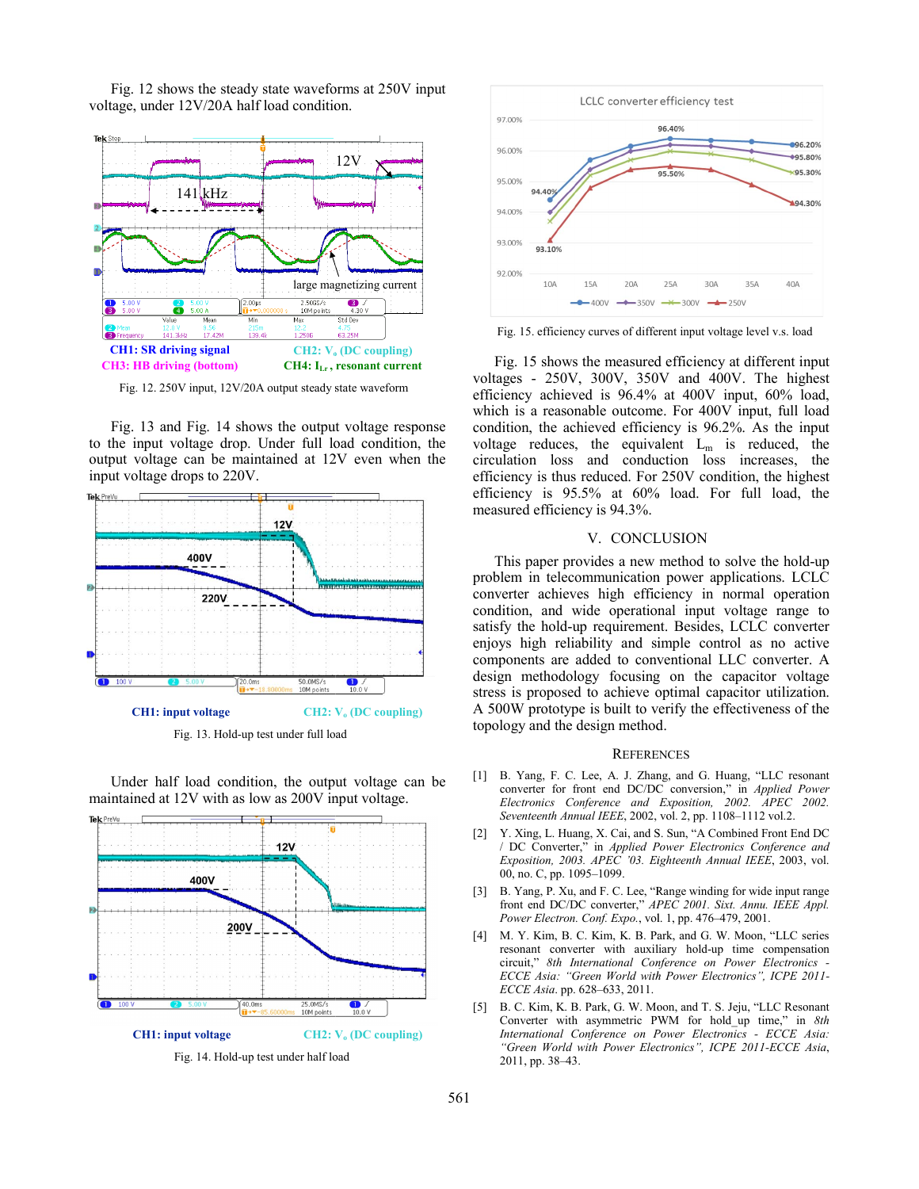Fig. 12 shows the steady state waveforms at 250V input voltage, under 12V/20A half load condition.

CH1: SR driving signal CH2: $V_o$ (DC coupling)
CH3: HB driving (bottom) CH4: $I_{Lr}$, resonant current

Fig. 12. 250V input, 12V/20A output steady state waveform

Fig. 13 and Fig. 14 shows the output voltage response to the input voltage drop. Under full load condition, the output voltage can be maintained at 12V even when the input voltage drops to 220V.

CH1: input voltage CH2: $V_o$ (DC coupling)

Fig. 13. Hold-up test under full load

Under half load condition, the output voltage can be maintained at 12V with as low as 200V input voltage.

CH1: input voltage CH2: $V_o$ (DC coupling)

Fig. 14. Hold-up test under half load

Fig. 15. efficiency curves of different input voltage level v.s. load

Fig. 15 shows the measured efficiency at different input voltages - 250V, 300V, 350V and 400V. The highest efficiency achieved is 96.4% at 400V input, 60% load, which is a reasonable outcome. For 400V input, full load condition, the achieved efficiency is 96.2%. As the input voltage reduces, the equivalent $L_m$ is reduced, the circulation loss and conduction loss increases, the efficiency is thus reduced. For 250V condition, the highest efficiency is 95.5% at 60% load. For full load, the measured efficiency is 94.3%.

## V. CONCLUSION

This paper provides a new method to solve the hold-up problem in telecommunication power applications. LCLC converter achieves high efficiency in normal operation condition, and wide operational input voltage range to satisfy the hold-up requirement. Besides, LCLC converter enjoys high reliability and simple control as no active components are added to conventional LLC converter. A design methodology focusing on the capacitor voltage stress is proposed to achieve optimal capacitor utilization. A 500W prototype is built to verify the effectiveness of the topology and the design method.

## REFERENCES

[1] B. Yang, F. C. Lee, A. J. Zhang, and G. Huang, "LLC resonant converter for front end DC/DC conversion," in *Applied Power Electronics Conference and Exposition, 2002. APEC 2002. Seventeenth Annual IEEE*, 2002, vol. 2, pp. 1108–1112 vol.2.

[2] Y. Xing, L. Huang, X. Cai, and S. Sun, "A Combined Front End DC / DC Converter," in *Applied Power Electronics Conference and Exposition, 2003. APEC '03. Eighteenth Annual IEEE*, 2003, vol. 00, no. C, pp. 1095–1099.

[3] B. Yang, P. Xu, and F. C. Lee, "Range winding for wide input range front end DC/DC converter," *APEC 2001. Sixt. Annu. IEEE Appl. Power Electron. Conf. Expo.*, vol. 1, pp. 476–479, 2001.

[4] M. Y. Kim, B. C. Kim, K. B. Park, and G. W. Moon, "LLC series resonant converter with auxiliary hold-up time compensation circuit," *8th International Conference on Power Electronics - ECCE Asia: "Green World with Power Electronics", ICPE 2011-ECCE Asia*. pp. 628–633, 2011.

[5] B. C. Kim, K. B. Park, G. W. Moon, and T. S. Jeju, "LLC Resonant Converter with asymmetric PWM for hold_up time," in *8th International Conference on Power Electronics - ECCE Asia: "Green World with Power Electronics", ICPE 2011-ECCE Asia*, 2011, pp. 38–43.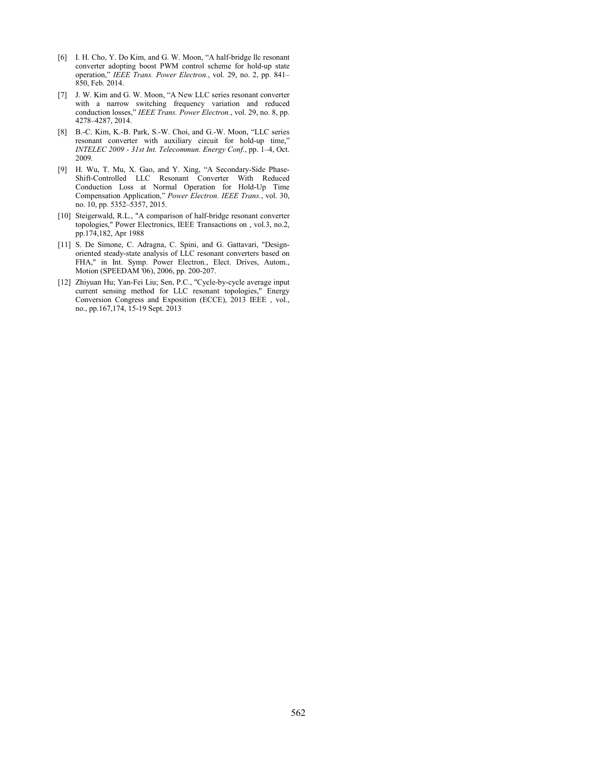[6] I. H. Cho, Y. Do Kim, and G. W. Moon, “A half-bridge llc resonant converter adopting boost PWM control scheme for hold-up state operation,” *IEEE Trans. Power Electron.*, vol. 29, no. 2, pp. 841–850, Feb. 2014.

[7] J. W. Kim and G. W. Moon, “A New LLC series resonant converter with a narrow switching frequency variation and reduced conduction losses,” *IEEE Trans. Power Electron.*, vol. 29, no. 8, pp. 4278–4287, 2014.

[8] B.-C. Kim, K.-B. Park, S.-W. Choi, and G.-W. Moon, “LLC series resonant converter with auxiliary circuit for hold-up time,” *INTELEC 2009 - 31st Int. Telecommun. Energy Conf.*, pp. 1–4, Oct. 2009.

[9] H. Wu, T. Mu, X. Gao, and Y. Xing, “A Secondary-Side Phase-Shift-Controlled LLC Resonant Converter With Reduced Conduction Loss at Normal Operation for Hold-Up Time Compensation Application,” *Power Electron. IEEE Trans.*, vol. 30, no. 10, pp. 5352–5357, 2015.

[10] Steigerwald, R.L., "A comparison of half-bridge resonant converter topologies," Power Electronics, IEEE Transactions on , vol.3, no.2, pp.174,182, Apr 1988

[11] S. De Simone, C. Adragna, C. Spini, and G. Gattavari, "Design-oriented steady-state analysis of LLC resonant converters based on FHA," in Int. Symp. Power Electron., Elect. Drives, Autom., Motion (SPEEDAM '06), 2006, pp. 200-207.

[12] Zhiyuan Hu; Yan-Fei Liu; Sen, P.C., "Cycle-by-cycle average input current sensing method for LLC resonant topologies," Energy Conversion Congress and Exposition (ECCE), 2013 IEEE , vol., no., pp.167,174, 15-19 Sept. 2013